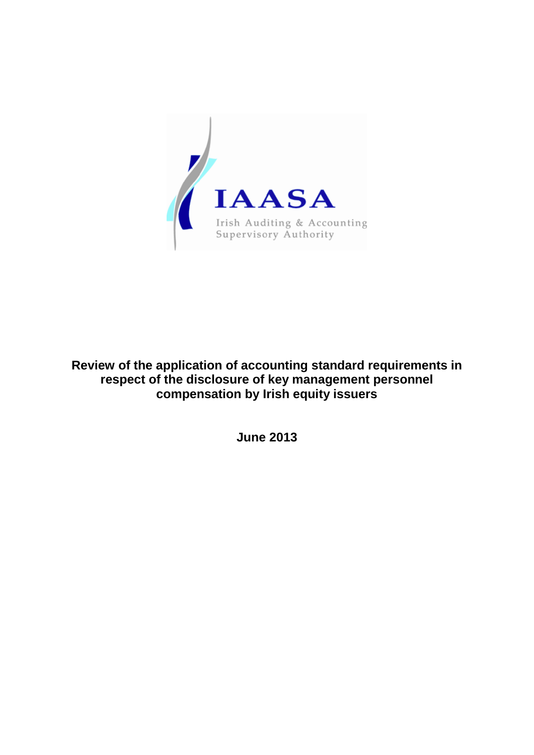IAASA

Irish Auditing & Accounting Supervisory Authority

# Review of the application of accounting standard requirements in respect of the disclosure of key management personnel compensation by Irish equity issuers

**June 2013**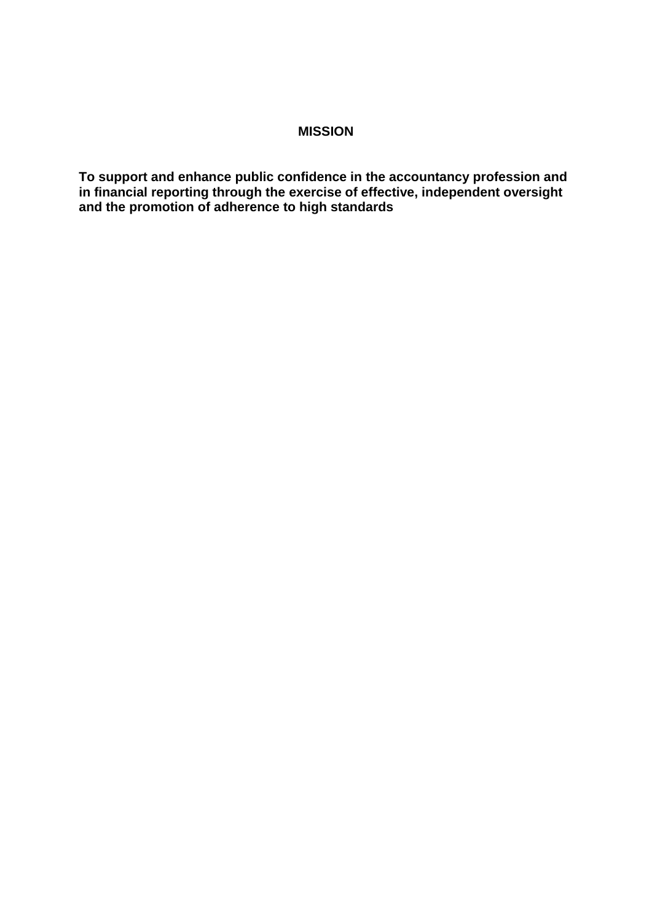# MISSION

**To support and enhance public confidence in the accountancy profession and in financial reporting through the exercise of effective, independent oversight and the promotion of adherence to high standards**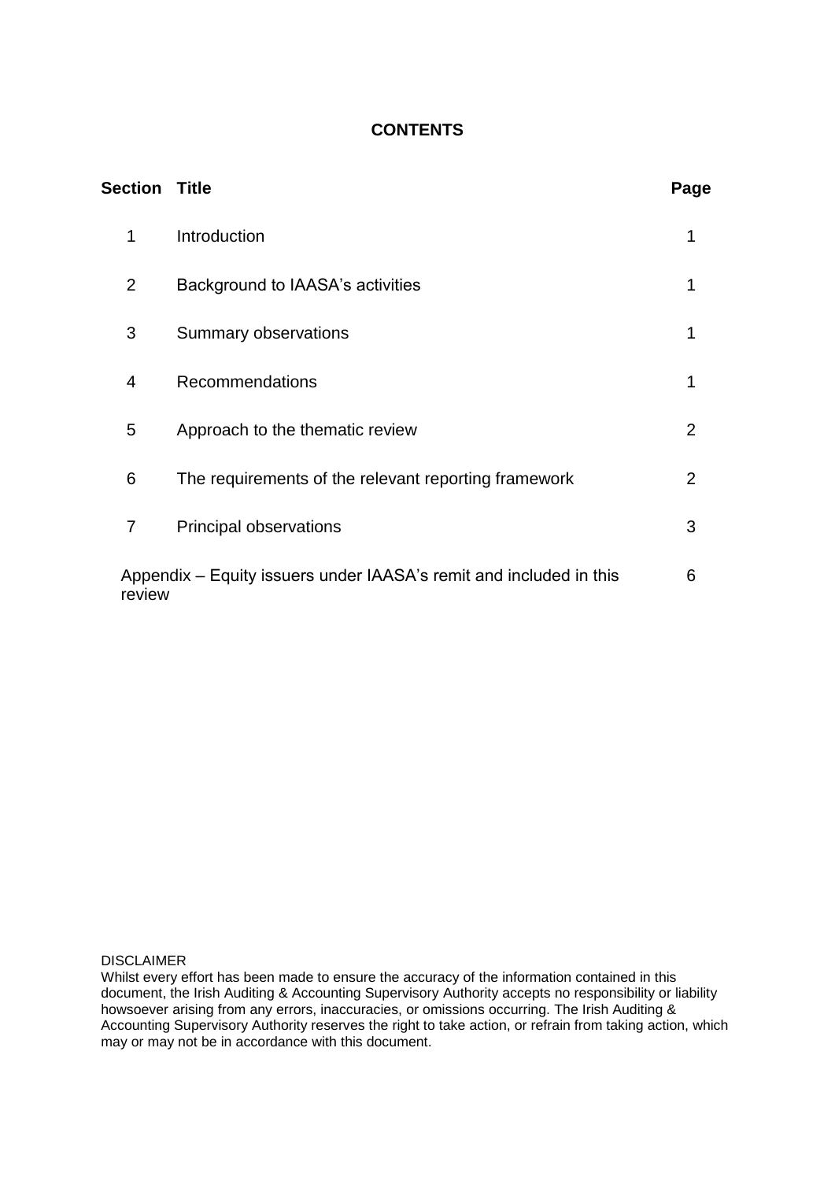**CONTENTS**

| Section | Title | Page |
|---|---|---|
| 1 | Introduction | 1 |
| 2 | Background to IAASA's activities | 1 |
| 3 | Summary observations | 1 |
| 4 | Recommendations | 1 |
| 5 | Approach to the thematic review | 2 |
| 6 | The requirements of the relevant reporting framework | 2 |
| 7 | Principal observations | 3 |
| | Appendix – Equity issuers under IAASA's remit and included in this review | 6 |

DISCLAIMER
Whilst every effort has been made to ensure the accuracy of the information contained in this document, the Irish Auditing & Accounting Supervisory Authority accepts no responsibility or liability howsoever arising from any errors, inaccuracies, or omissions occurring. The Irish Auditing & Accounting Supervisory Authority reserves the right to take action, or refrain from taking action, which may or may not be in accordance with this document.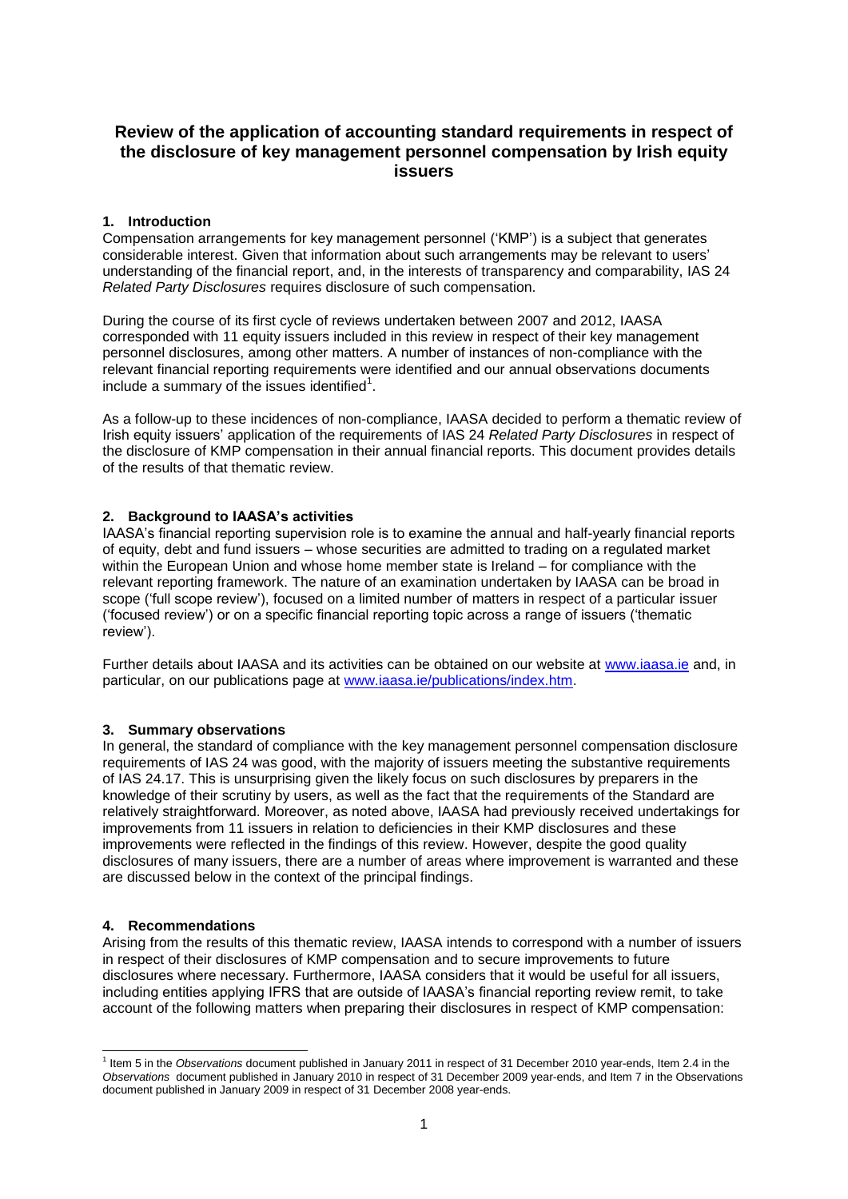# Review of the application of accounting standard requirements in respect of the disclosure of key management personnel compensation by Irish equity issuers

## 1. Introduction

Compensation arrangements for key management personnel ('KMP') is a subject that generates considerable interest. Given that information about such arrangements may be relevant to users' understanding of the financial report, and, in the interests of transparency and comparability, IAS 24 *Related Party Disclosures* requires disclosure of such compensation.

During the course of its first cycle of reviews undertaken between 2007 and 2012, IAASA corresponded with 11 equity issuers included in this review in respect of their key management personnel disclosures, among other matters. A number of instances of non-compliance with the relevant financial reporting requirements were identified and our annual observations documents include a summary of the issues identified[1].

As a follow-up to these incidences of non-compliance, IAASA decided to perform a thematic review of Irish equity issuers' application of the requirements of IAS 24 *Related Party Disclosures* in respect of the disclosure of KMP compensation in their annual financial reports. This document provides details of the results of that thematic review.

## 2. Background to IAASA's activities

IAASA's financial reporting supervision role is to examine the annual and half-yearly financial reports of equity, debt and fund issuers – whose securities are admitted to trading on a regulated market within the European Union and whose home member state is Ireland – for compliance with the relevant reporting framework. The nature of an examination undertaken by IAASA can be broad in scope ('full scope review'), focused on a limited number of matters in respect of a particular issuer ('focused review') or on a specific financial reporting topic across a range of issuers ('thematic review').

Further details about IAASA and its activities can be obtained on our website at www.iaasa.ie and, in particular, on our publications page at www.iaasa.ie/publications/index.htm.

## 3. Summary observations

In general, the standard of compliance with the key management personnel compensation disclosure requirements of IAS 24 was good, with the majority of issuers meeting the substantive requirements of IAS 24.17. This is unsurprising given the likely focus on such disclosures by preparers in the knowledge of their scrutiny by users, as well as the fact that the requirements of the Standard are relatively straightforward. Moreover, as noted above, IAASA had previously received undertakings for improvements from 11 issuers in relation to deficiencies in their KMP disclosures and these improvements were reflected in the findings of this review. However, despite the good quality disclosures of many issuers, there are a number of areas where improvement is warranted and these are discussed below in the context of the principal findings.

## 4. Recommendations

Arising from the results of this thematic review, IAASA intends to correspond with a number of issuers in respect of their disclosures of KMP compensation and to secure improvements to future disclosures where necessary. Furthermore, IAASA considers that it would be useful for all issuers, including entities applying IFRS that are outside of IAASA's financial reporting review remit, to take account of the following matters when preparing their disclosures in respect of KMP compensation:

[1] Item 5 in the *Observations* document published in January 2011 in respect of 31 December 2010 year-ends, Item 2.4 in the *Observations* document published in January 2010 in respect of 31 December 2009 year-ends, and Item 7 in the Observations document published in January 2009 in respect of 31 December 2008 year-ends.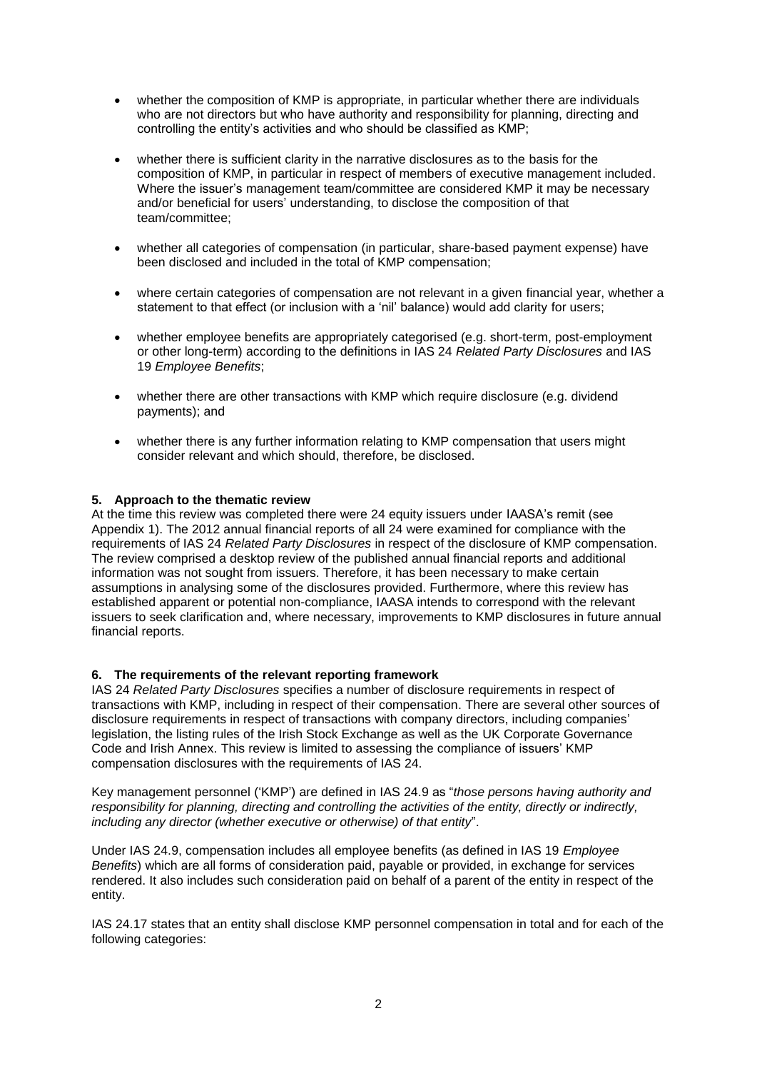- whether the composition of KMP is appropriate, in particular whether there are individuals who are not directors but who have authority and responsibility for planning, directing and controlling the entity's activities and who should be classified as KMP;

- whether there is sufficient clarity in the narrative disclosures as to the basis for the composition of KMP, in particular in respect of members of executive management included. Where the issuer's management team/committee are considered KMP it may be necessary and/or beneficial for users' understanding, to disclose the composition of that team/committee;

- whether all categories of compensation (in particular, share-based payment expense) have been disclosed and included in the total of KMP compensation;

- where certain categories of compensation are not relevant in a given financial year, whether a statement to that effect (or inclusion with a 'nil' balance) would add clarity for users;

- whether employee benefits are appropriately categorised (e.g. short-term, post-employment or other long-term) according to the definitions in IAS 24 *Related Party Disclosures* and IAS 19 *Employee Benefits*;

- whether there are other transactions with KMP which require disclosure (e.g. dividend payments); and

- whether there is any further information relating to KMP compensation that users might consider relevant and which should, therefore, be disclosed.

## 5. Approach to the thematic review

At the time this review was completed there were 24 equity issuers under IAASA's remit (see Appendix 1). The 2012 annual financial reports of all 24 were examined for compliance with the requirements of IAS 24 *Related Party Disclosures* in respect of the disclosure of KMP compensation. The review comprised a desktop review of the published annual financial reports and additional information was not sought from issuers. Therefore, it has been necessary to make certain assumptions in analysing some of the disclosures provided. Furthermore, where this review has established apparent or potential non-compliance, IAASA intends to correspond with the relevant issuers to seek clarification and, where necessary, improvements to KMP disclosures in future annual financial reports.

## 6. The requirements of the relevant reporting framework

IAS 24 *Related Party Disclosures* specifies a number of disclosure requirements in respect of transactions with KMP, including in respect of their compensation. There are several other sources of disclosure requirements in respect of transactions with company directors, including companies' legislation, the listing rules of the Irish Stock Exchange as well as the UK Corporate Governance Code and Irish Annex. This review is limited to assessing the compliance of issuers' KMP compensation disclosures with the requirements of IAS 24.

Key management personnel ('KMP') are defined in IAS 24.9 as "*those persons having authority and responsibility for planning, directing and controlling the activities of the entity, directly or indirectly, including any director (whether executive or otherwise) of that entity*".

Under IAS 24.9, compensation includes all employee benefits (as defined in IAS 19 *Employee Benefits*) which are all forms of consideration paid, payable or provided, in exchange for services rendered. It also includes such consideration paid on behalf of a parent of the entity in respect of the entity.

IAS 24.17 states that an entity shall disclose KMP personnel compensation in total and for each of the following categories: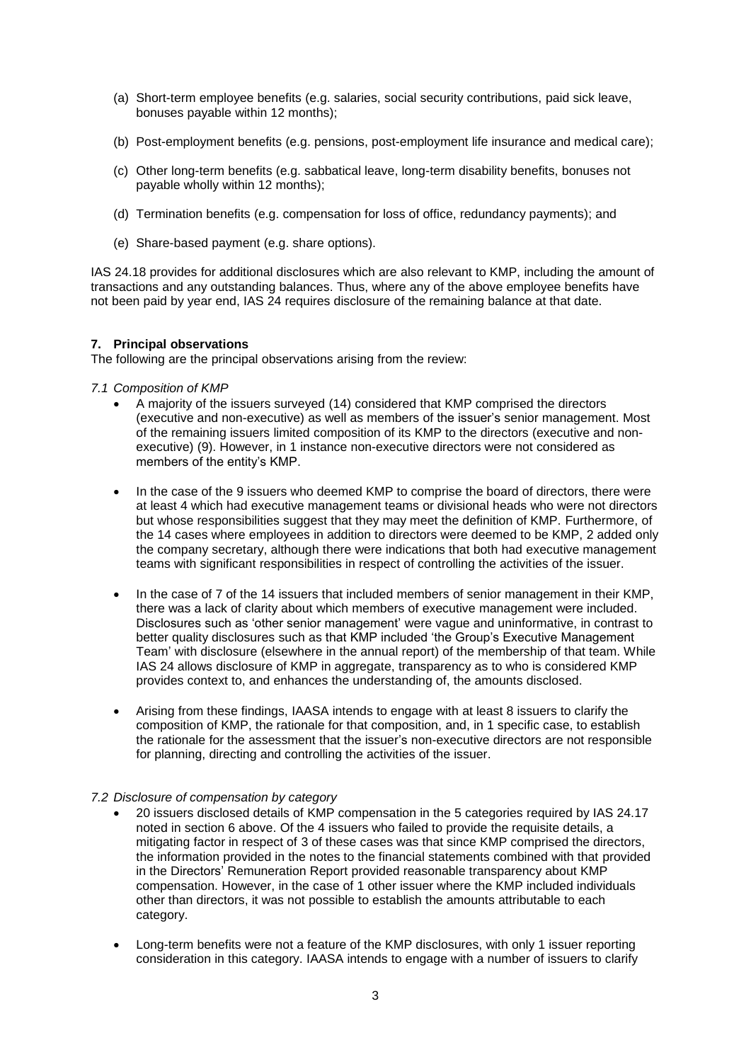(a) Short-term employee benefits (e.g. salaries, social security contributions, paid sick leave, bonuses payable within 12 months);

(b) Post-employment benefits (e.g. pensions, post-employment life insurance and medical care);

(c) Other long-term benefits (e.g. sabbatical leave, long-term disability benefits, bonuses not payable wholly within 12 months);

(d) Termination benefits (e.g. compensation for loss of office, redundancy payments); and

(e) Share-based payment (e.g. share options).

IAS 24.18 provides for additional disclosures which are also relevant to KMP, including the amount of transactions and any outstanding balances. Thus, where any of the above employee benefits have not been paid by year end, IAS 24 requires disclosure of the remaining balance at that date.

## 7. Principal observations

The following are the principal observations arising from the review:

### *7.1 Composition of KMP*

- A majority of the issuers surveyed (14) considered that KMP comprised the directors (executive and non-executive) as well as members of the issuer's senior management. Most of the remaining issuers limited composition of its KMP to the directors (executive and non-executive) (9). However, in 1 instance non-executive directors were not considered as members of the entity's KMP.
- In the case of the 9 issuers who deemed KMP to comprise the board of directors, there were at least 4 which had executive management teams or divisional heads who were not directors but whose responsibilities suggest that they may meet the definition of KMP. Furthermore, of the 14 cases where employees in addition to directors were deemed to be KMP, 2 added only the company secretary, although there were indications that both had executive management teams with significant responsibilities in respect of controlling the activities of the issuer.
- In the case of 7 of the 14 issuers that included members of senior management in their KMP, there was a lack of clarity about which members of executive management were included. Disclosures such as 'other senior management' were vague and uninformative, in contrast to better quality disclosures such as that KMP included 'the Group's Executive Management Team' with disclosure (elsewhere in the annual report) of the membership of that team. While IAS 24 allows disclosure of KMP in aggregate, transparency as to who is considered KMP provides context to, and enhances the understanding of, the amounts disclosed.
- Arising from these findings, IAASA intends to engage with at least 8 issuers to clarify the composition of KMP, the rationale for that composition, and, in 1 specific case, to establish the rationale for the assessment that the issuer's non-executive directors are not responsible for planning, directing and controlling the activities of the issuer.

### *7.2 Disclosure of compensation by category*

- 20 issuers disclosed details of KMP compensation in the 5 categories required by IAS 24.17 noted in section 6 above. Of the 4 issuers who failed to provide the requisite details, a mitigating factor in respect of 3 of these cases was that since KMP comprised the directors, the information provided in the notes to the financial statements combined with that provided in the Directors' Remuneration Report provided reasonable transparency about KMP compensation. However, in the case of 1 other issuer where the KMP included individuals other than directors, it was not possible to establish the amounts attributable to each category.
- Long-term benefits were not a feature of the KMP disclosures, with only 1 issuer reporting consideration in this category. IAASA intends to engage with a number of issuers to clarify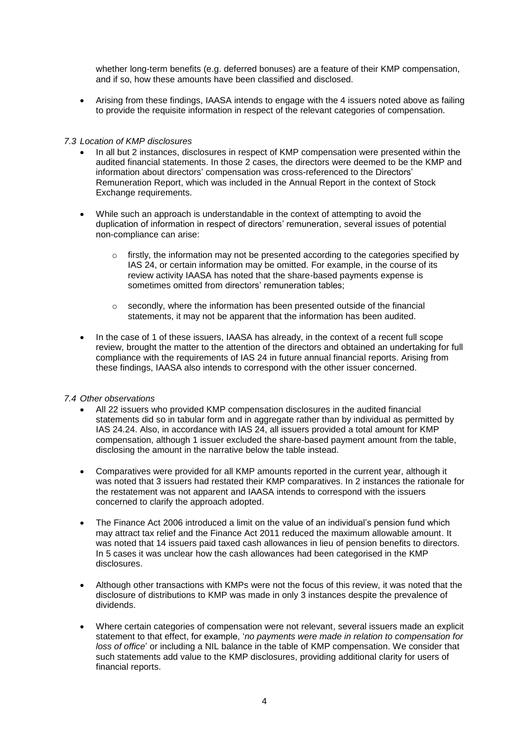whether long-term benefits (e.g. deferred bonuses) are a feature of their KMP compensation, and if so, how these amounts have been classified and disclosed.

- Arising from these findings, IAASA intends to engage with the 4 issuers noted above as failing to provide the requisite information in respect of the relevant categories of compensation.

### *7.3 Location of KMP disclosures*

- In all but 2 instances, disclosures in respect of KMP compensation were presented within the audited financial statements. In those 2 cases, the directors were deemed to be the KMP and information about directors' compensation was cross-referenced to the Directors' Remuneration Report, which was included in the Annual Report in the context of Stock Exchange requirements.

- While such an approach is understandable in the context of attempting to avoid the duplication of information in respect of directors' remuneration, several issues of potential non-compliance can arise:

    - firstly, the information may not be presented according to the categories specified by IAS 24, or certain information may be omitted. For example, in the course of its review activity IAASA has noted that the share-based payments expense is sometimes omitted from directors' remuneration tables;

    - secondly, where the information has been presented outside of the financial statements, it may not be apparent that the information has been audited.

- In the case of 1 of these issuers, IAASA has already, in the context of a recent full scope review, brought the matter to the attention of the directors and obtained an undertaking for full compliance with the requirements of IAS 24 in future annual financial reports. Arising from these findings, IAASA also intends to correspond with the other issuer concerned.

### *7.4 Other observations*

- All 22 issuers who provided KMP compensation disclosures in the audited financial statements did so in tabular form and in aggregate rather than by individual as permitted by IAS 24.24. Also, in accordance with IAS 24, all issuers provided a total amount for KMP compensation, although 1 issuer excluded the share-based payment amount from the table, disclosing the amount in the narrative below the table instead.

- Comparatives were provided for all KMP amounts reported in the current year, although it was noted that 3 issuers had restated their KMP comparatives. In 2 instances the rationale for the restatement was not apparent and IAASA intends to correspond with the issuers concerned to clarify the approach adopted.

- The Finance Act 2006 introduced a limit on the value of an individual's pension fund which may attract tax relief and the Finance Act 2011 reduced the maximum allowable amount. It was noted that 14 issuers paid taxed cash allowances in lieu of pension benefits to directors. In 5 cases it was unclear how the cash allowances had been categorised in the KMP disclosures.

- Although other transactions with KMPs were not the focus of this review, it was noted that the disclosure of distributions to KMP was made in only 3 instances despite the prevalence of dividends.

- Where certain categories of compensation were not relevant, several issuers made an explicit statement to that effect, for example, '*no payments were made in relation to compensation for loss of office*' or including a NIL balance in the table of KMP compensation. We consider that such statements add value to the KMP disclosures, providing additional clarity for users of financial reports.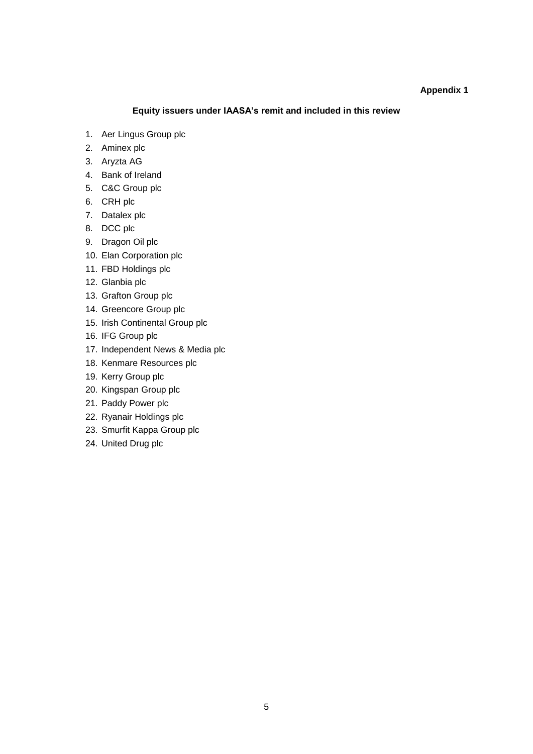**Appendix 1**

**Equity issuers under IAASA's remit and included in this review**

1. Aer Lingus Group plc
2. Aminex plc
3. Aryzta AG
4. Bank of Ireland
5. C&C Group plc
6. CRH plc
7. Datalex plc
8. DCC plc
9. Dragon Oil plc
10. Elan Corporation plc
11. FBD Holdings plc
12. Glanbia plc
13. Grafton Group plc
14. Greencore Group plc
15. Irish Continental Group plc
16. IFG Group plc
17. Independent News & Media plc
18. Kenmare Resources plc
19. Kerry Group plc
20. Kingspan Group plc
21. Paddy Power plc
22. Ryanair Holdings plc
23. Smurfit Kappa Group plc
24. United Drug plc